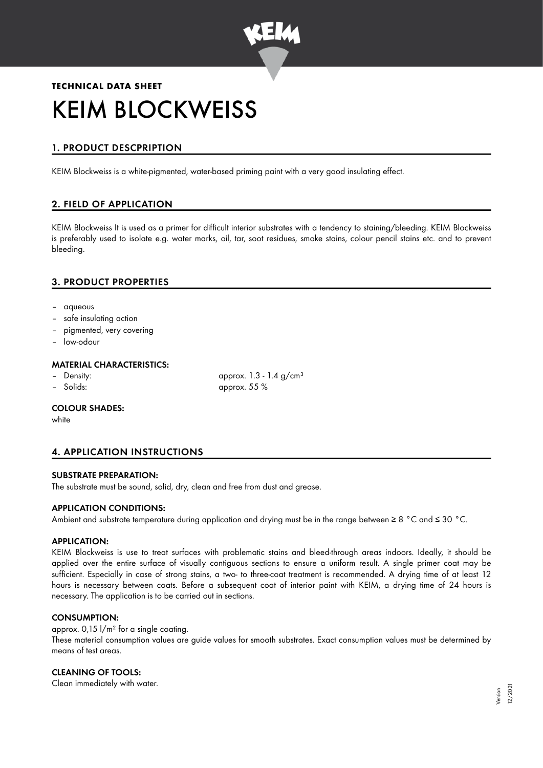**TECHNICAL DATA SHEET**

# KEIM BLOCKWEISS

## 1. PRODUCT DESCPRIPTION

KEIM Blockweiss is a white-pigmented, water-based priming paint with a very good insulating effect.

## 2. FIELD OF APPLICATION

KEIM Blockweiss It is used as a primer for difficult interior substrates with a tendency to staining/bleeding. KEIM Blockweiss is preferably used to isolate e.g. water marks, oil, tar, soot residues, smoke stains, colour pencil stains etc. and to prevent bleeding.

## 3. PRODUCT PROPERTIES

- aqueous
- safe insulating action
- pigmented, very covering
- low-odour

### MATERIAL CHARACTERISTICS:

- Density: approx. 1.3 - 1.4 g/cm³
- Solids: approx. 55 %

### COLOUR SHADES:

white

## 4. APPLICATION INSTRUCTIONS

### SUBSTRATE PREPARATION:

The substrate must be sound, solid, dry, clean and free from dust and grease.

### APPLICATION CONDITIONS:

Ambient and substrate temperature during application and drying must be in the range between ≥ 8 °C and ≤ 30 °C.

### APPLICATION:

KEIM Blockweiss is use to treat surfaces with problematic stains and bleed-through areas indoors. Ideally, it should be applied over the entire surface of visually contiguous sections to ensure a uniform result. A single primer coat may be sufficient. Especially in case of strong stains, a two- to three-coat treatment is recommended. A drying time of at least 12 hours is necessary between coats. Before a subsequent coat of interior paint with KEIM, a drying time of 24 hours is necessary. The application is to be carried out in sections.

### CONSUMPTION:

approx. 0,15 l/m² for a single coating.
These material consumption values are guide values for smooth substrates. Exact consumption values must be determined by means of test areas.

### CLEANING OF TOOLS:

Clean immediately with water.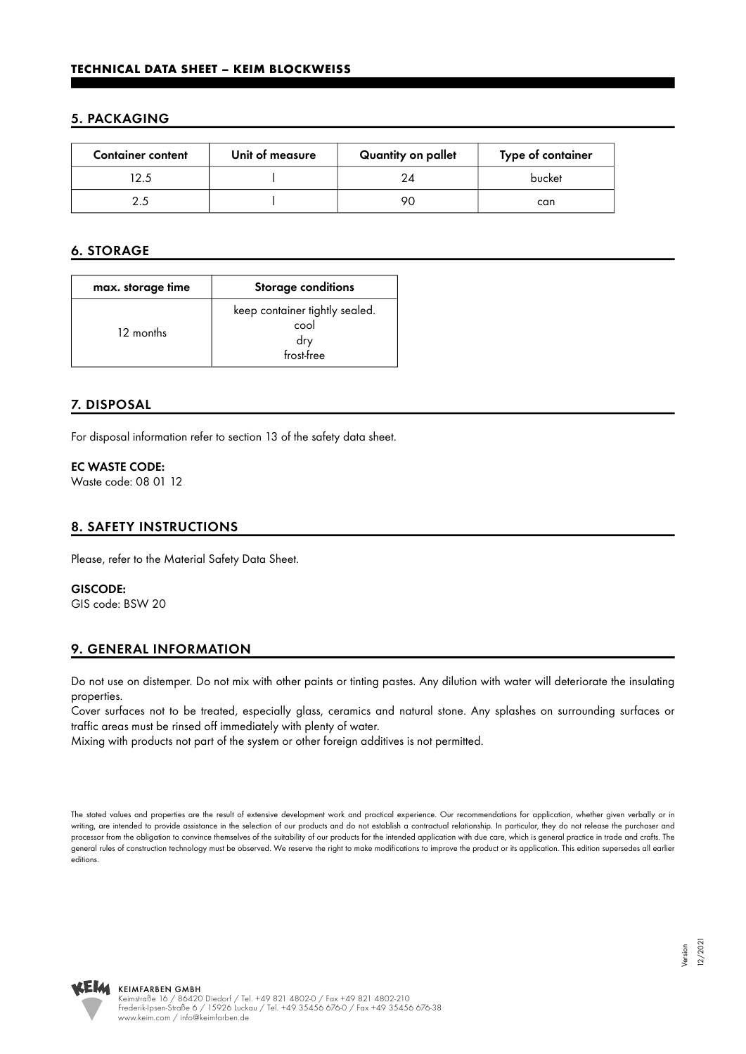## 5. PACKAGING

| Container content | Unit of measure | Quantity on pallet | Type of container |
|---|---|---|---|
| 12.5 | l | 24 | bucket |
| 2.5 | l | 90 | can |

## 6. STORAGE

| max. storage time | Storage conditions |
|---|---|
| 12 months | keep container tightly sealed. cool dry frost-free |

## 7. DISPOSAL

For disposal information refer to section 13 of the safety data sheet.

**EC WASTE CODE:**
Waste code: 08 01 12

## 8. SAFETY INSTRUCTIONS

Please, refer to the Material Safety Data Sheet.

**GISCODE:**
GIS code: BSW 20

## 9. GENERAL INFORMATION

Do not use on distemper. Do not mix with other paints or tinting pastes. Any dilution with water will deteriorate the insulating properties.
Cover surfaces not to be treated, especially glass, ceramics and natural stone. Any splashes on surrounding surfaces or traffic areas must be rinsed off immediately with plenty of water.
Mixing with products not part of the system or other foreign additives is not permitted.

The stated values and properties are the result of extensive development work and practical experience. Our recommendations for application, whether given verbally or in writing, are intended to provide assistance in the selection of our products and do not establish a contractual relationship. In particular, they do not release the purchaser and processor from the obligation to convince themselves of the suitability of our products for the intended application with due care, which is general practice in trade and crafts. The general rules of construction technology must be observed. We reserve the right to make modifications to improve the product or its application. This edition supersedes all earlier editions.

KEIMFARBEN GMBH
Keimstraße 16 / 86420 Diedorf / Tel. +49 821 4802-0 / Fax +49 821 4802-210
Frederik-Ipsen-Straße 6 / 15926 Luckau / Tel. +49 35456 676-0 / Fax +49 35456 676-38
www.keim.com / info@keimfarben.de

Version 12/2021